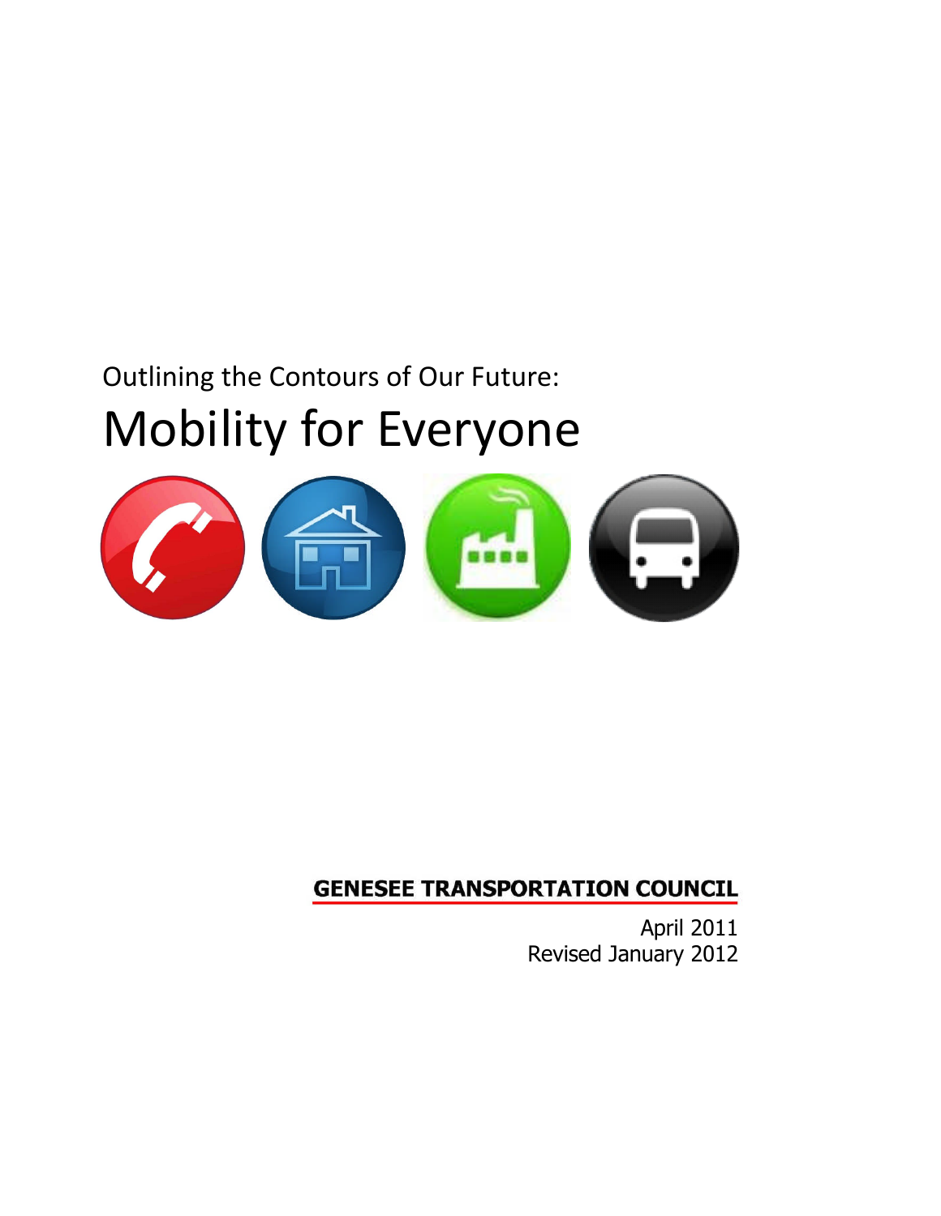Outlining the Contours of Our Future:

# Mobility for Everyone

**GENESEE TRANSPORTATION COUNCIL**

April 2011
Revised January 2012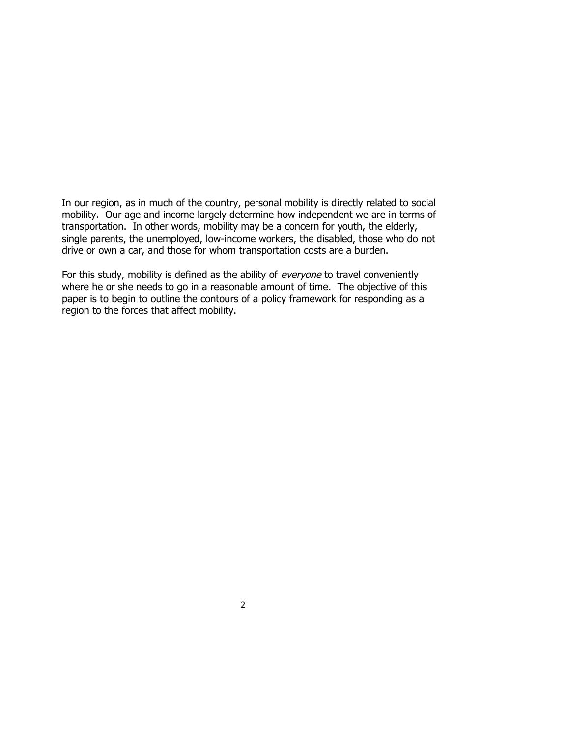In our region, as in much of the country, personal mobility is directly related to social mobility. Our age and income largely determine how independent we are in terms of transportation. In other words, mobility may be a concern for youth, the elderly, single parents, the unemployed, low-income workers, the disabled, those who do not drive or own a car, and those for whom transportation costs are a burden.

For this study, mobility is defined as the ability of *everyone* to travel conveniently where he or she needs to go in a reasonable amount of time. The objective of this paper is to begin to outline the contours of a policy framework for responding as a region to the forces that affect mobility.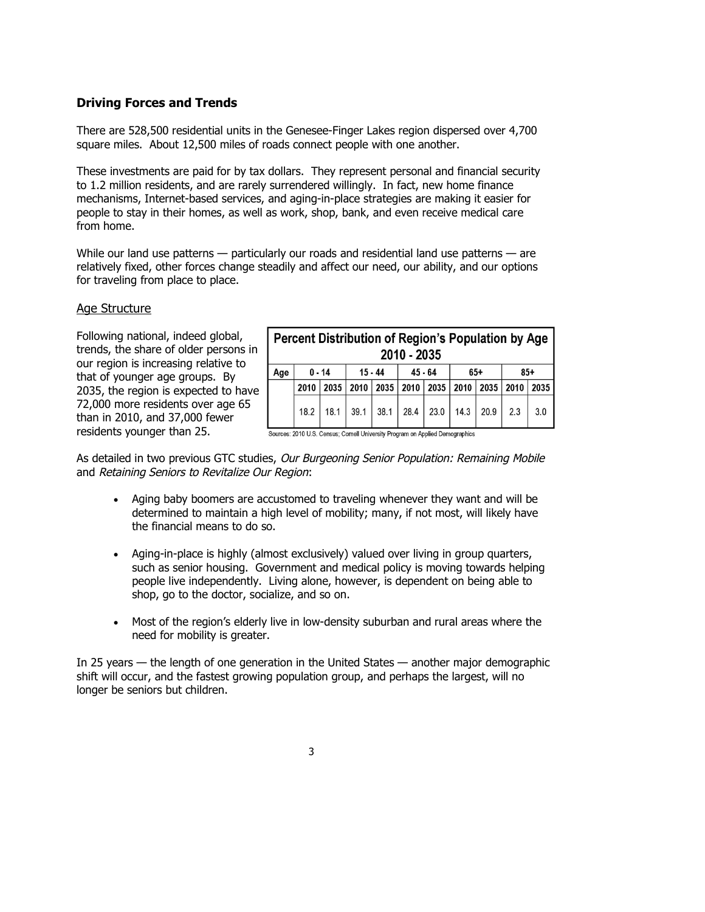### Driving Forces and Trends

There are 528,500 residential units in the Genesee-Finger Lakes region dispersed over 4,700 square miles. About 12,500 miles of roads connect people with one another.

These investments are paid for by tax dollars. They represent personal and financial security to 1.2 million residents, and are rarely surrendered willingly. In fact, new home finance mechanisms, Internet-based services, and aging-in-place strategies are making it easier for people to stay in their homes, as well as work, shop, bank, and even receive medical care from home.

While our land use patterns — particularly our roads and residential land use patterns — are relatively fixed, other forces change steadily and affect our need, our ability, and our options for traveling from place to place.

#### Age Structure

Following national, indeed global, trends, the share of older persons in our region is increasing relative to that of younger age groups. By 2035, the region is expected to have 72,000 more residents over age 65 than in 2010, and 37,000 fewer residents younger than 25.

**Percent Distribution of Region's Population by Age 2010 - 2035**

| Age | 0 - 14 | | 15 - 44 | | 45 - 64 | | 65+ | | 85+ | |
|---|---|---|---|---|---|---|---|---|---|---|
| | 2010 | 2035 | 2010 | 2035 | 2010 | 2035 | 2010 | 2035 | 2010 | 2035 |
| | 18.2 | 18.1 | 39.1 | 38.1 | 28.4 | 23.0 | 14.3 | 20.9 | 2.3 | 3.0 |

Sources: 2010 U.S. Census; Cornell University Program on Applied Demographics

As detailed in two previous GTC studies, *Our Burgeoning Senior Population: Remaining Mobile* and *Retaining Seniors to Revitalize Our Region*:

- Aging baby boomers are accustomed to traveling whenever they want and will be determined to maintain a high level of mobility; many, if not most, will likely have the financial means to do so.
- Aging-in-place is highly (almost exclusively) valued over living in group quarters, such as senior housing. Government and medical policy is moving towards helping people live independently. Living alone, however, is dependent on being able to shop, go to the doctor, socialize, and so on.
- Most of the region's elderly live in low-density suburban and rural areas where the need for mobility is greater.

In 25 years — the length of one generation in the United States — another major demographic shift will occur, and the fastest growing population group, and perhaps the largest, will no longer be seniors but children.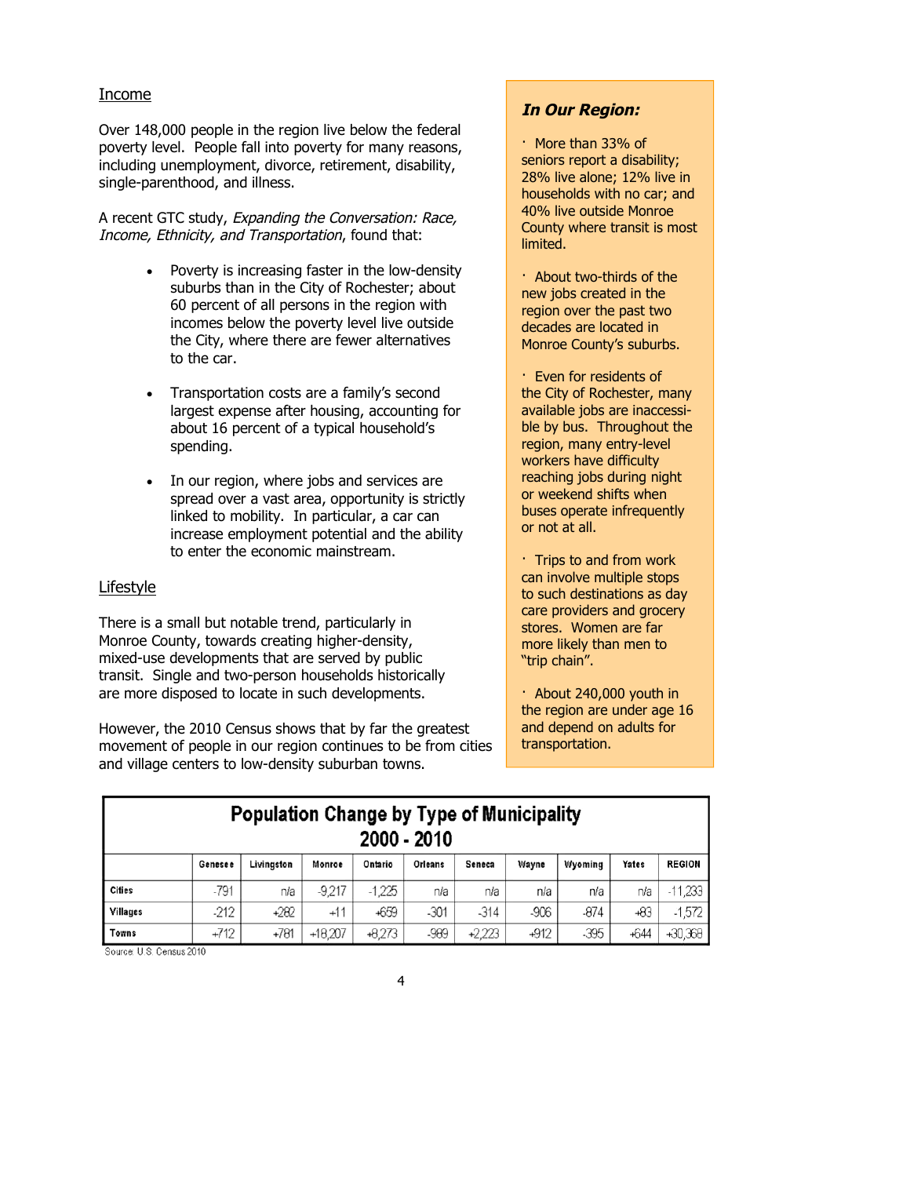## Income

Over 148,000 people in the region live below the federal poverty level. People fall into poverty for many reasons, including unemployment, divorce, retirement, disability, single-parenthood, and illness.

A recent GTC study, *Expanding the Conversation: Race, Income, Ethnicity, and Transportation*, found that:

- Poverty is increasing faster in the low-density suburbs than in the City of Rochester; about 60 percent of all persons in the region with incomes below the poverty level live outside the City, where there are fewer alternatives to the car.
- Transportation costs are a family's second largest expense after housing, accounting for about 16 percent of a typical household's spending.
- In our region, where jobs and services are spread over a vast area, opportunity is strictly linked to mobility. In particular, a car can increase employment potential and the ability to enter the economic mainstream.

## Lifestyle

There is a small but notable trend, particularly in Monroe County, towards creating higher-density, mixed-use developments that are served by public transit. Single and two-person households historically are more disposed to locate in such developments.

However, the 2010 Census shows that by far the greatest movement of people in our region continues to be from cities and village centers to low-density suburban towns.

### *In Our Region:*

- More than 33% of seniors report a disability; 28% live alone; 12% live in households with no car; and 40% live outside Monroe County where transit is most limited.
- About two-thirds of the new jobs created in the region over the past two decades are located in Monroe County's suburbs.
- Even for residents of the City of Rochester, many available jobs are inaccessible by bus. Throughout the region, many entry-level workers have difficulty reaching jobs during night or weekend shifts when buses operate infrequently or not at all.
- Trips to and from work can involve multiple stops to such destinations as day care providers and grocery stores. Women are far more likely than men to "trip chain".
- About 240,000 youth in the region are under age 16 and depend on adults for transportation.

**Population Change by Type of Municipality 2000 - 2010**

| | Genesee | Livingston | Monroe | Ontario | Orleans | Seneca | Wayne | Wyoming | Yates | REGION |
|---|---|---|---|---|---|---|---|---|---|---|
| Cities | -791 | n/a | -9,217 | -1,225 | n/a | n/a | n/a | n/a | n/a | -11,233 |
| Villages | -212 | +282 | +11 | +659 | -301 | -314 | -906 | -874 | +83 | -1,572 |
| Towns | +712 | +781 | +18,207 | +8,273 | -989 | +2,223 | +912 | -395 | +644 | +30,368 |

Source: U.S. Census 2010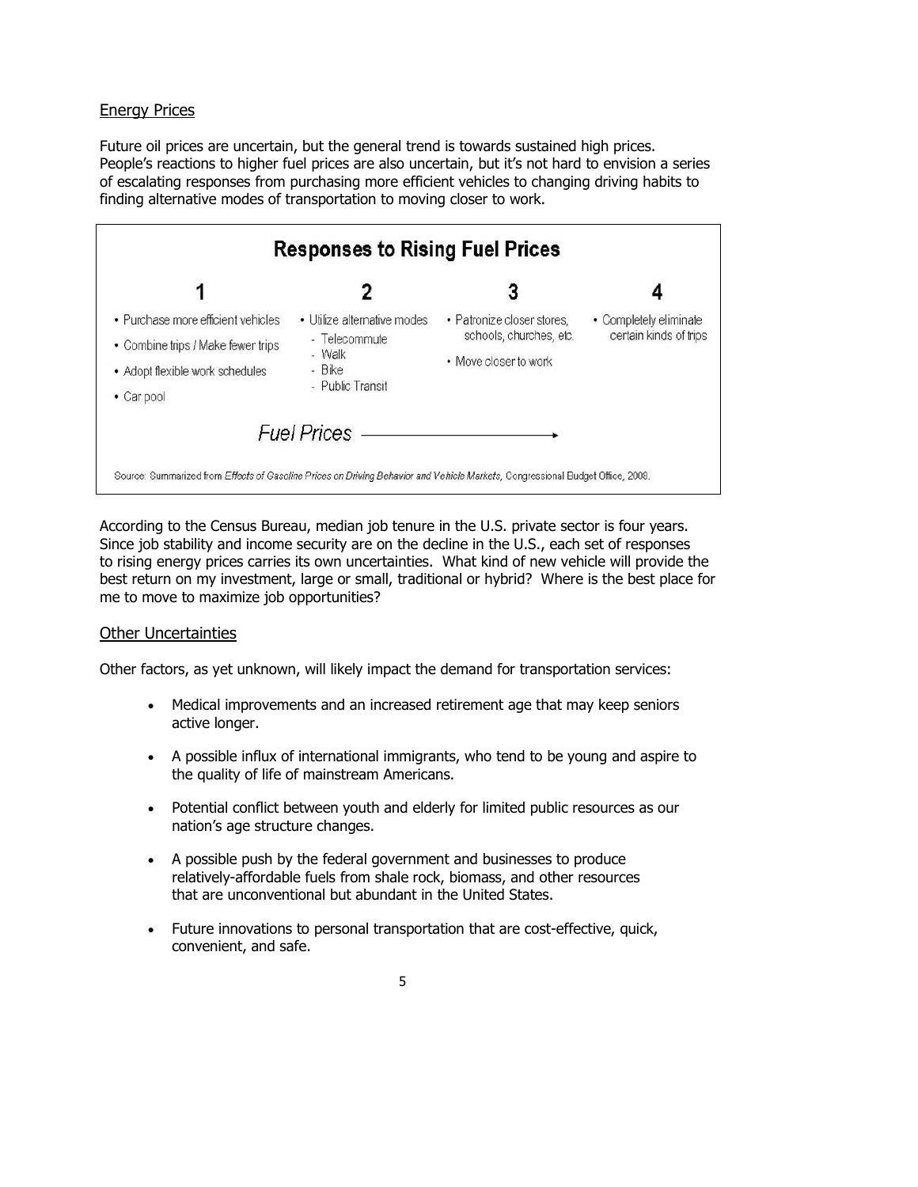## Energy Prices

Future oil prices are uncertain, but the general trend is towards sustained high prices. People's reactions to higher fuel prices are also uncertain, but it's not hard to envision a series of escalating responses from purchasing more efficient vehicles to changing driving habits to finding alternative modes of transportation to moving closer to work.

**Responses to Rising Fuel Prices**

| 1 | 2 | 3 | 4 |
|---|---|---|---|
| • Purchase more efficient vehicles<br>• Combine trips / Make fewer trips<br>• Adopt flexible work schedules<br>• Car pool | • Utilize alternative modes<br>- Telecommute<br>- Walk<br>- Bike<br>- Public Transit | • Patronize closer stores, schools, churches, etc.<br>• Move closer to work | • Completely eliminate certain kinds of trips |

*Fuel Prices* ⟶

Source: Summarized from *Effects of Gasoline Prices on Driving Behavior and Vehicle Markets*, Congressional Budget Office, 2008.

According to the Census Bureau, median job tenure in the U.S. private sector is four years. Since job stability and income security are on the decline in the U.S., each set of responses to rising energy prices carries its own uncertainties. What kind of new vehicle will provide the best return on my investment, large or small, traditional or hybrid? Where is the best place for me to move to maximize job opportunities?

## Other Uncertainties

Other factors, as yet unknown, will likely impact the demand for transportation services:

- Medical improvements and an increased retirement age that may keep seniors active longer.
- A possible influx of international immigrants, who tend to be young and aspire to the quality of life of mainstream Americans.
- Potential conflict between youth and elderly for limited public resources as our nation's age structure changes.
- A possible push by the federal government and businesses to produce relatively-affordable fuels from shale rock, biomass, and other resources that are unconventional but abundant in the United States.
- Future innovations to personal transportation that are cost-effective, quick, convenient, and safe.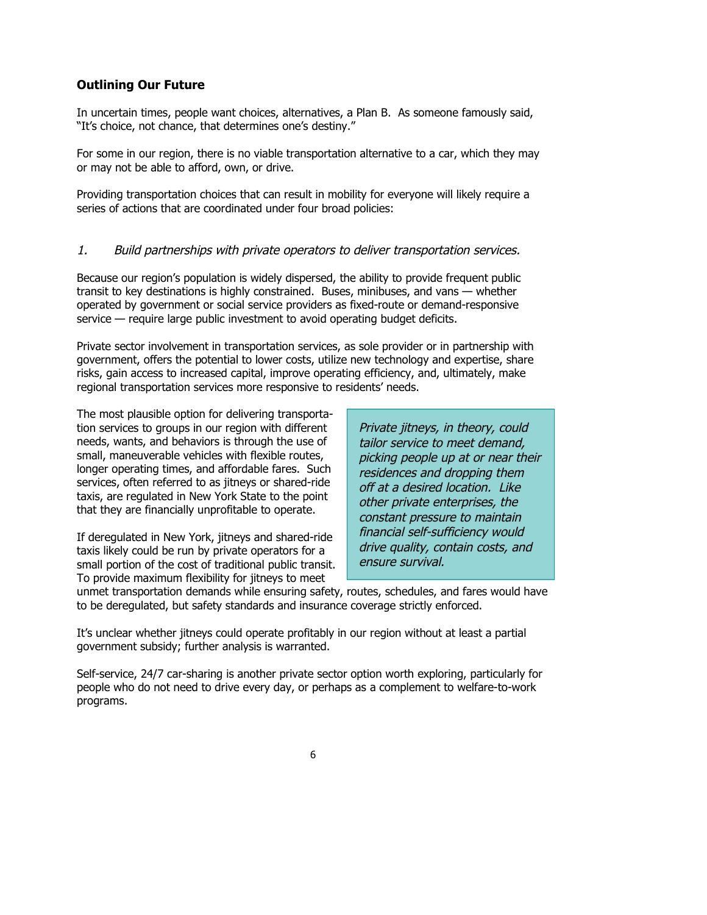## Outlining Our Future

In uncertain times, people want choices, alternatives, a Plan B. As someone famously said, "It's choice, not chance, that determines one's destiny."

For some in our region, there is no viable transportation alternative to a car, which they may or may not be able to afford, own, or drive.

Providing transportation choices that can result in mobility for everyone will likely require a series of actions that are coordinated under four broad policies:

*1. Build partnerships with private operators to deliver transportation services.*

Because our region's population is widely dispersed, the ability to provide frequent public transit to key destinations is highly constrained. Buses, minibuses, and vans — whether operated by government or social service providers as fixed-route or demand-responsive service — require large public investment to avoid operating budget deficits.

Private sector involvement in transportation services, as sole provider or in partnership with government, offers the potential to lower costs, utilize new technology and expertise, share risks, gain access to increased capital, improve operating efficiency, and, ultimately, make regional transportation services more responsive to residents' needs.

The most plausible option for delivering transportation services to groups in our region with different needs, wants, and behaviors is through the use of small, maneuverable vehicles with flexible routes, longer operating times, and affordable fares. Such services, often referred to as jitneys or shared-ride taxis, are regulated in New York State to the point that they are financially unprofitable to operate.

> *Private jitneys, in theory, could tailor service to meet demand, picking people up at or near their residences and dropping them off at a desired location. Like other private enterprises, the constant pressure to maintain financial self-sufficiency would drive quality, contain costs, and ensure survival.*

If deregulated in New York, jitneys and shared-ride taxis likely could be run by private operators for a small portion of the cost of traditional public transit. To provide maximum flexibility for jitneys to meet unmet transportation demands while ensuring safety, routes, schedules, and fares would have to be deregulated, but safety standards and insurance coverage strictly enforced.

It's unclear whether jitneys could operate profitably in our region without at least a partial government subsidy; further analysis is warranted.

Self-service, 24/7 car-sharing is another private sector option worth exploring, particularly for people who do not need to drive every day, or perhaps as a complement to welfare-to-work programs.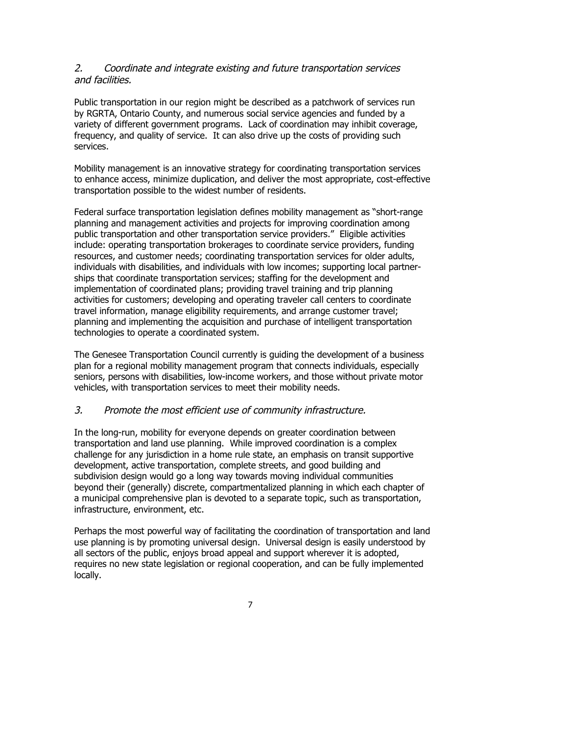*2. Coordinate and integrate existing and future transportation services and facilities.*

Public transportation in our region might be described as a patchwork of services run by RGRTA, Ontario County, and numerous social service agencies and funded by a variety of different government programs. Lack of coordination may inhibit coverage, frequency, and quality of service. It can also drive up the costs of providing such services.

Mobility management is an innovative strategy for coordinating transportation services to enhance access, minimize duplication, and deliver the most appropriate, cost-effective transportation possible to the widest number of residents.

Federal surface transportation legislation defines mobility management as "short-range planning and management activities and projects for improving coordination among public transportation and other transportation service providers." Eligible activities include: operating transportation brokerages to coordinate service providers, funding resources, and customer needs; coordinating transportation services for older adults, individuals with disabilities, and individuals with low incomes; supporting local partnerships that coordinate transportation services; staffing for the development and implementation of coordinated plans; providing travel training and trip planning activities for customers; developing and operating traveler call centers to coordinate travel information, manage eligibility requirements, and arrange customer travel; planning and implementing the acquisition and purchase of intelligent transportation technologies to operate a coordinated system.

The Genesee Transportation Council currently is guiding the development of a business plan for a regional mobility management program that connects individuals, especially seniors, persons with disabilities, low-income workers, and those without private motor vehicles, with transportation services to meet their mobility needs.

*3. Promote the most efficient use of community infrastructure.*

In the long-run, mobility for everyone depends on greater coordination between transportation and land use planning. While improved coordination is a complex challenge for any jurisdiction in a home rule state, an emphasis on transit supportive development, active transportation, complete streets, and good building and subdivision design would go a long way towards moving individual communities beyond their (generally) discrete, compartmentalized planning in which each chapter of a municipal comprehensive plan is devoted to a separate topic, such as transportation, infrastructure, environment, etc.

Perhaps the most powerful way of facilitating the coordination of transportation and land use planning is by promoting universal design. Universal design is easily understood by all sectors of the public, enjoys broad appeal and support wherever it is adopted, requires no new state legislation or regional cooperation, and can be fully implemented locally.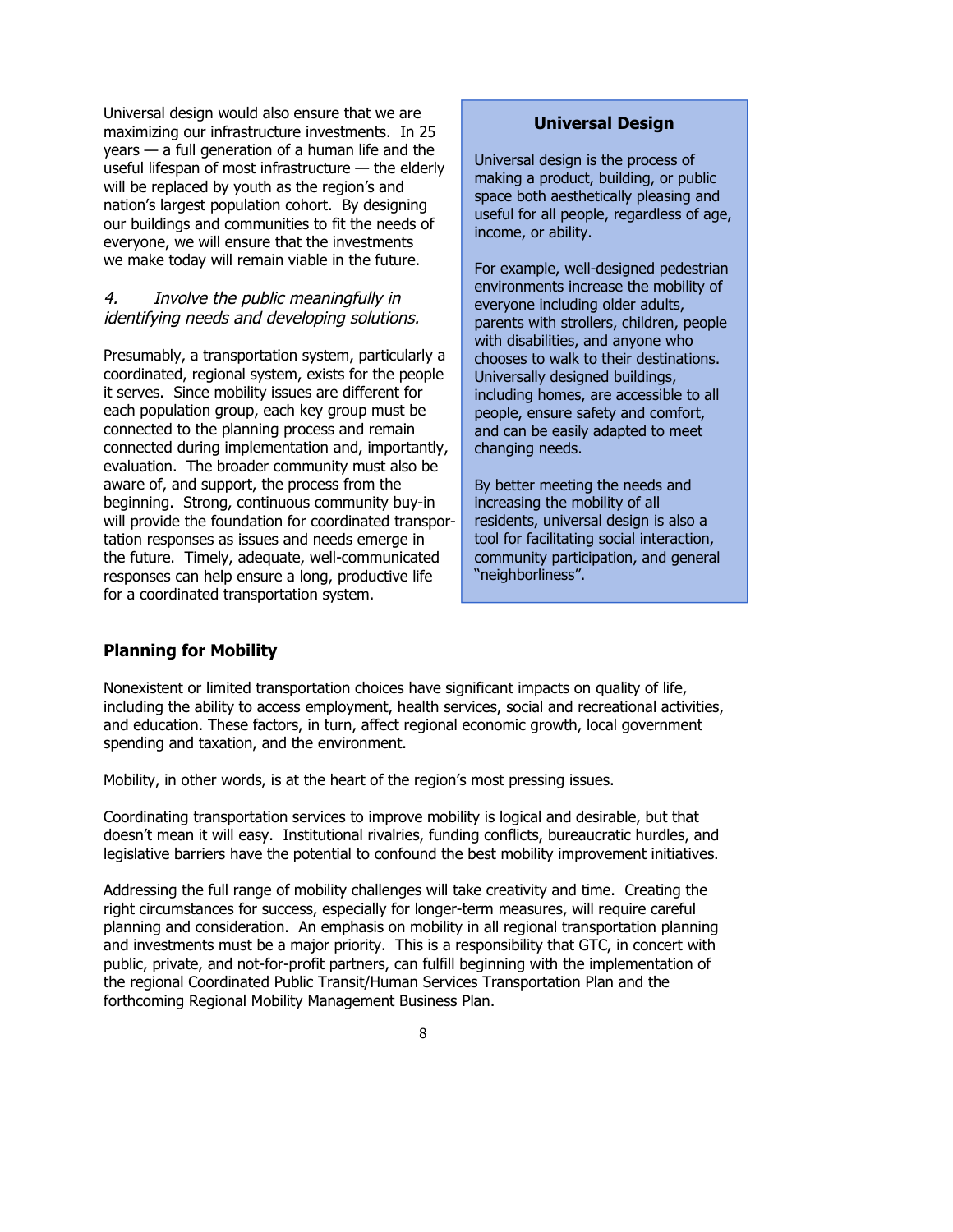Universal design would also ensure that we are maximizing our infrastructure investments. In 25 years — a full generation of a human life and the useful lifespan of most infrastructure — the elderly will be replaced by youth as the region's and nation's largest population cohort. By designing our buildings and communities to fit the needs of everyone, we will ensure that the investments we make today will remain viable in the future.

*4. Involve the public meaningfully in identifying needs and developing solutions.*

Presumably, a transportation system, particularly a coordinated, regional system, exists for the people it serves. Since mobility issues are different for each population group, each key group must be connected to the planning process and remain connected during implementation and, importantly, evaluation. The broader community must also be aware of, and support, the process from the beginning. Strong, continuous community buy-in will provide the foundation for coordinated transportation responses as issues and needs emerge in the future. Timely, adequate, well-communicated responses can help ensure a long, productive life for a coordinated transportation system.

**Universal Design**

Universal design is the process of making a product, building, or public space both aesthetically pleasing and useful for all people, regardless of age, income, or ability.

For example, well-designed pedestrian environments increase the mobility of everyone including older adults, parents with strollers, children, people with disabilities, and anyone who chooses to walk to their destinations. Universally designed buildings, including homes, are accessible to all people, ensure safety and comfort, and can be easily adapted to meet changing needs.

By better meeting the needs and increasing the mobility of all residents, universal design is also a tool for facilitating social interaction, community participation, and general "neighborliness".

## Planning for Mobility

Nonexistent or limited transportation choices have significant impacts on quality of life, including the ability to access employment, health services, social and recreational activities, and education. These factors, in turn, affect regional economic growth, local government spending and taxation, and the environment.

Mobility, in other words, is at the heart of the region's most pressing issues.

Coordinating transportation services to improve mobility is logical and desirable, but that doesn't mean it will easy. Institutional rivalries, funding conflicts, bureaucratic hurdles, and legislative barriers have the potential to confound the best mobility improvement initiatives.

Addressing the full range of mobility challenges will take creativity and time. Creating the right circumstances for success, especially for longer-term measures, will require careful planning and consideration. An emphasis on mobility in all regional transportation planning and investments must be a major priority. This is a responsibility that GTC, in concert with public, private, and not-for-profit partners, can fulfill beginning with the implementation of the regional Coordinated Public Transit/Human Services Transportation Plan and the forthcoming Regional Mobility Management Business Plan.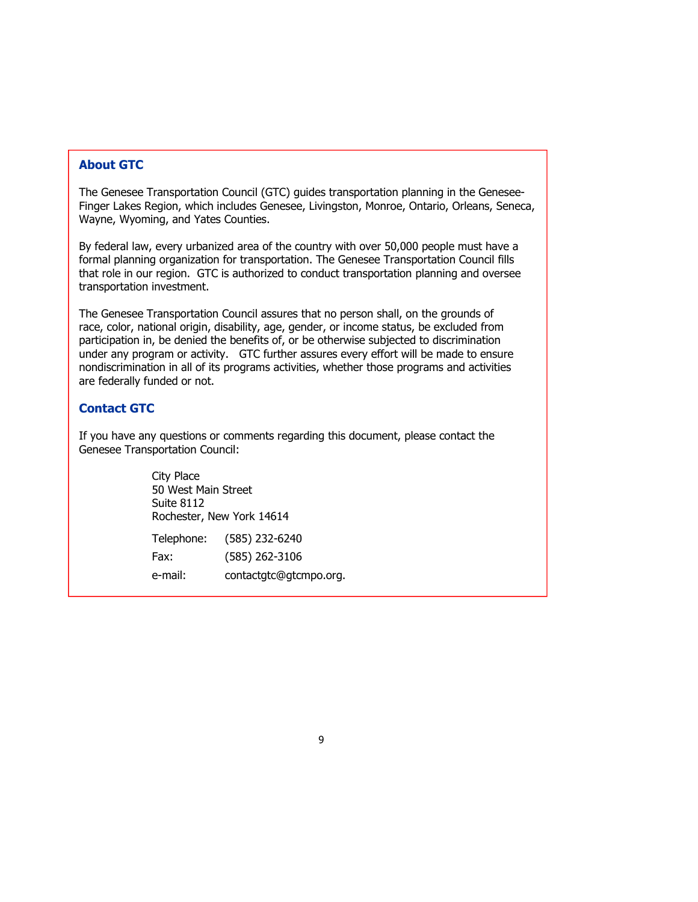## About GTC

The Genesee Transportation Council (GTC) guides transportation planning in the Genesee-Finger Lakes Region, which includes Genesee, Livingston, Monroe, Ontario, Orleans, Seneca, Wayne, Wyoming, and Yates Counties.

By federal law, every urbanized area of the country with over 50,000 people must have a formal planning organization for transportation. The Genesee Transportation Council fills that role in our region. GTC is authorized to conduct transportation planning and oversee transportation investment.

The Genesee Transportation Council assures that no person shall, on the grounds of race, color, national origin, disability, age, gender, or income status, be excluded from participation in, be denied the benefits of, or be otherwise subjected to discrimination under any program or activity. GTC further assures every effort will be made to ensure nondiscrimination in all of its programs activities, whether those programs and activities are federally funded or not.

## Contact GTC

If you have any questions or comments regarding this document, please contact the Genesee Transportation Council:

City Place
50 West Main Street
Suite 8112
Rochester, New York 14614

Telephone: (585) 232-6240
Fax: (585) 262-3106
e-mail: contactgtc@gtcmpo.org.